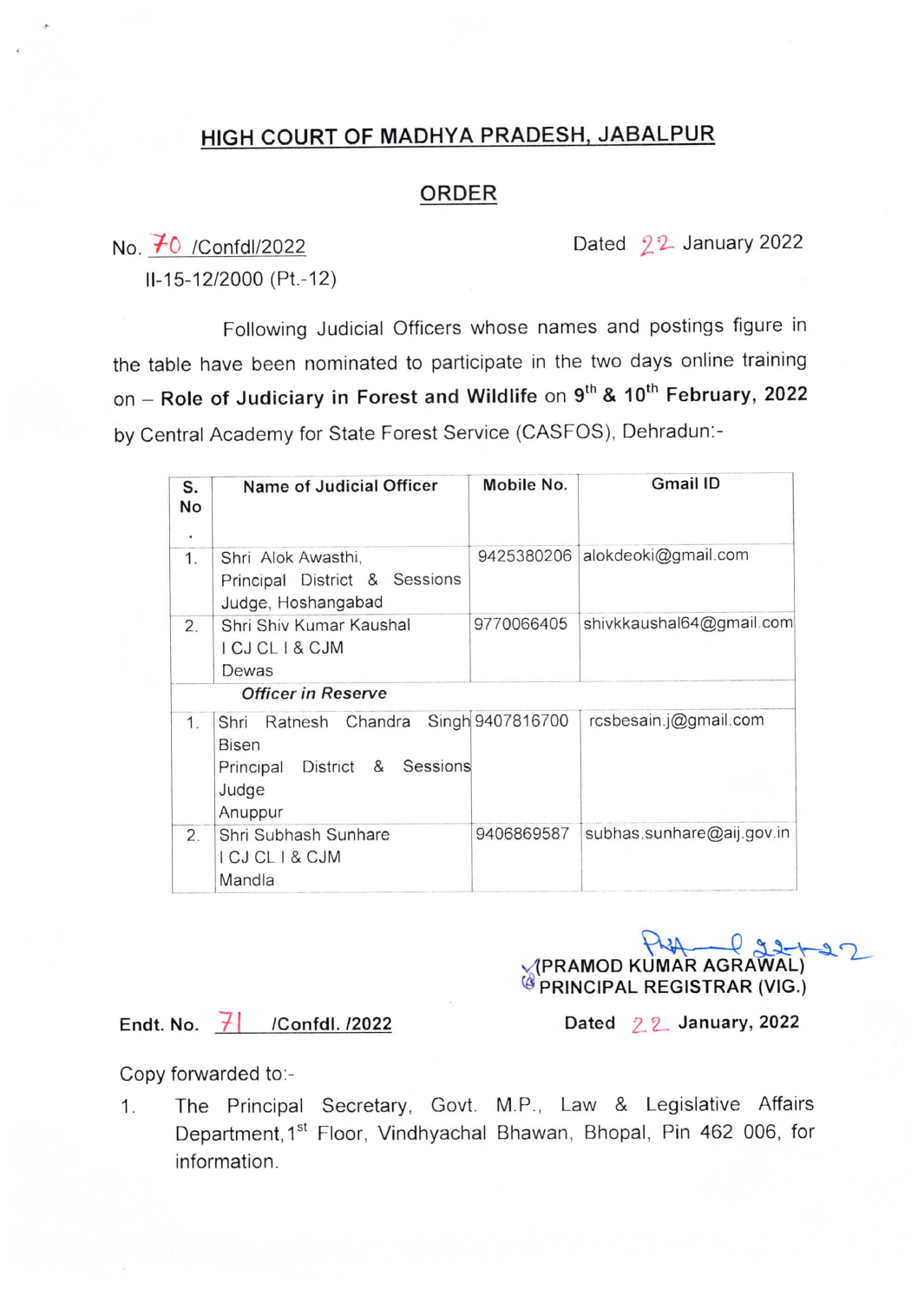# HIGH COURT OF MADHYA PRADESH, JABALPUR

## ORDER

No. 70 /Confdl/2022 Dated 22 January 2022

II-15-12/2000 (Pt.-12)

Following Judicial Officers whose names and postings figure in the table have been nominated to participate in the two days online training on – **Role of Judiciary in Forest and Wildlife** on **9th & 10th February, 2022** by Central Academy for State Forest Service (CASFOS), Dehradun:-

| S. No. | Name of Judicial Officer | Mobile No. | Gmail ID |
|---|---|---|---|
| 1. | Shri Alok Awasthi, Principal District & Sessions Judge, Hoshangabad | 9425380206 | alokdeoki@gmail.com |
| 2. | Shri Shiv Kumar Kaushal I CJ CL I & CJM Dewas | 9770066405 | shivkkaushal64@gmail.com |
| | ***Officer in Reserve*** | | |
| 1. | Shri Ratnesh Chandra Singh Bisen Principal District & Sessions Judge Anuppur | 9407816700 | rcsbesain.j@gmail.com |
| 2. | Shri Subhash Sunhare I CJ CL I & CJM Mandla | 9406869587 | subhas.sunhare@aij.gov.in |

(PRAMOD KUMAR AGRAWAL)
PRINCIPAL REGISTRAR (VIG.)

**Endt. No. 71 /Confdl. /2022** **Dated 22 January, 2022**

Copy forwarded to:-

1. The Principal Secretary, Govt. M.P., Law & Legislative Affairs Department, 1st Floor, Vindhyachal Bhawan, Bhopal, Pin 462 006, for information.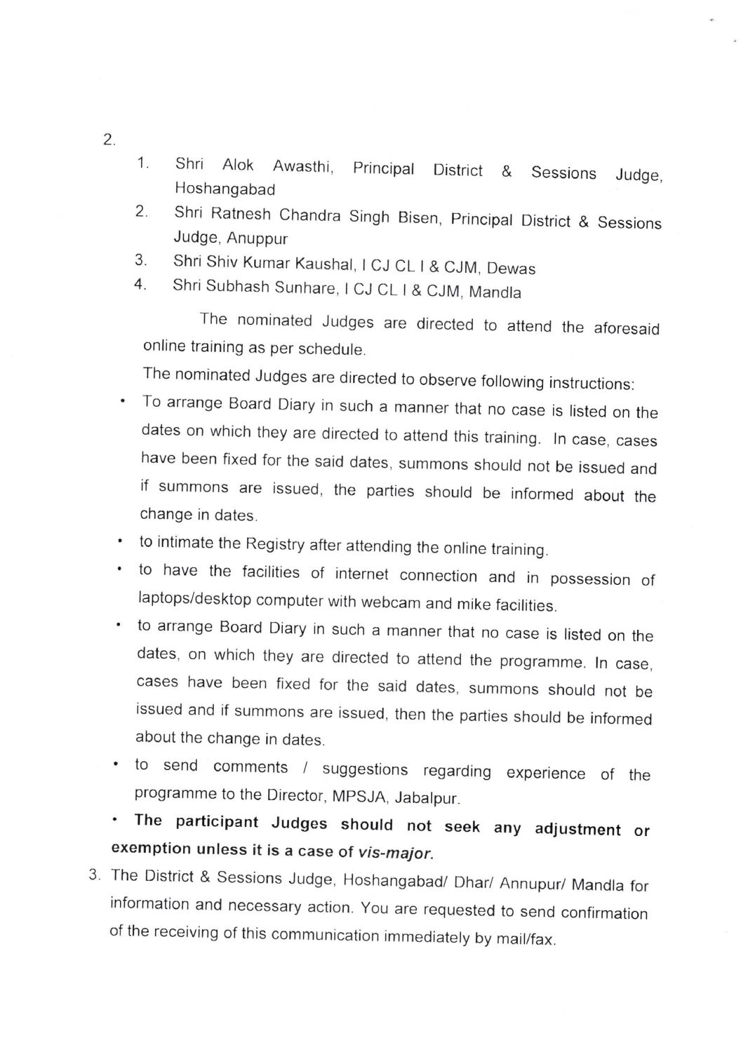2.

1. Shri Alok Awasthi, Principal District & Sessions Judge, Hoshangabad
2. Shri Ratnesh Chandra Singh Bisen, Principal District & Sessions Judge, Anuppur
3. Shri Shiv Kumar Kaushal, I CJ CL I & CJM, Dewas
4. Shri Subhash Sunhare, I CJ CL I & CJM, Mandla

The nominated Judges are directed to attend the aforesaid online training as per schedule.

The nominated Judges are directed to observe following instructions:

- To arrange Board Diary in such a manner that no case is listed on the dates on which they are directed to attend this training. In case, cases have been fixed for the said dates, summons should not be issued and if summons are issued, the parties should be informed about the change in dates.
- to intimate the Registry after attending the online training.
- to have the facilities of internet connection and in possession of laptops/desktop computer with webcam and mike facilities.
- to arrange Board Diary in such a manner that no case is listed on the dates, on which they are directed to attend the programme. In case, cases have been fixed for the said dates, summons should not be issued and if summons are issued, then the parties should be informed about the change in dates.
- to send comments / suggestions regarding experience of the programme to the Director, MPSJA, Jabalpur.
- **The participant Judges should not seek any adjustment or exemption unless it is a case of *vis-major*.**

3. The District & Sessions Judge, Hoshangabad/ Dhar/ Annupur/ Mandla for information and necessary action. You are requested to send confirmation of the receiving of this communication immediately by mail/fax.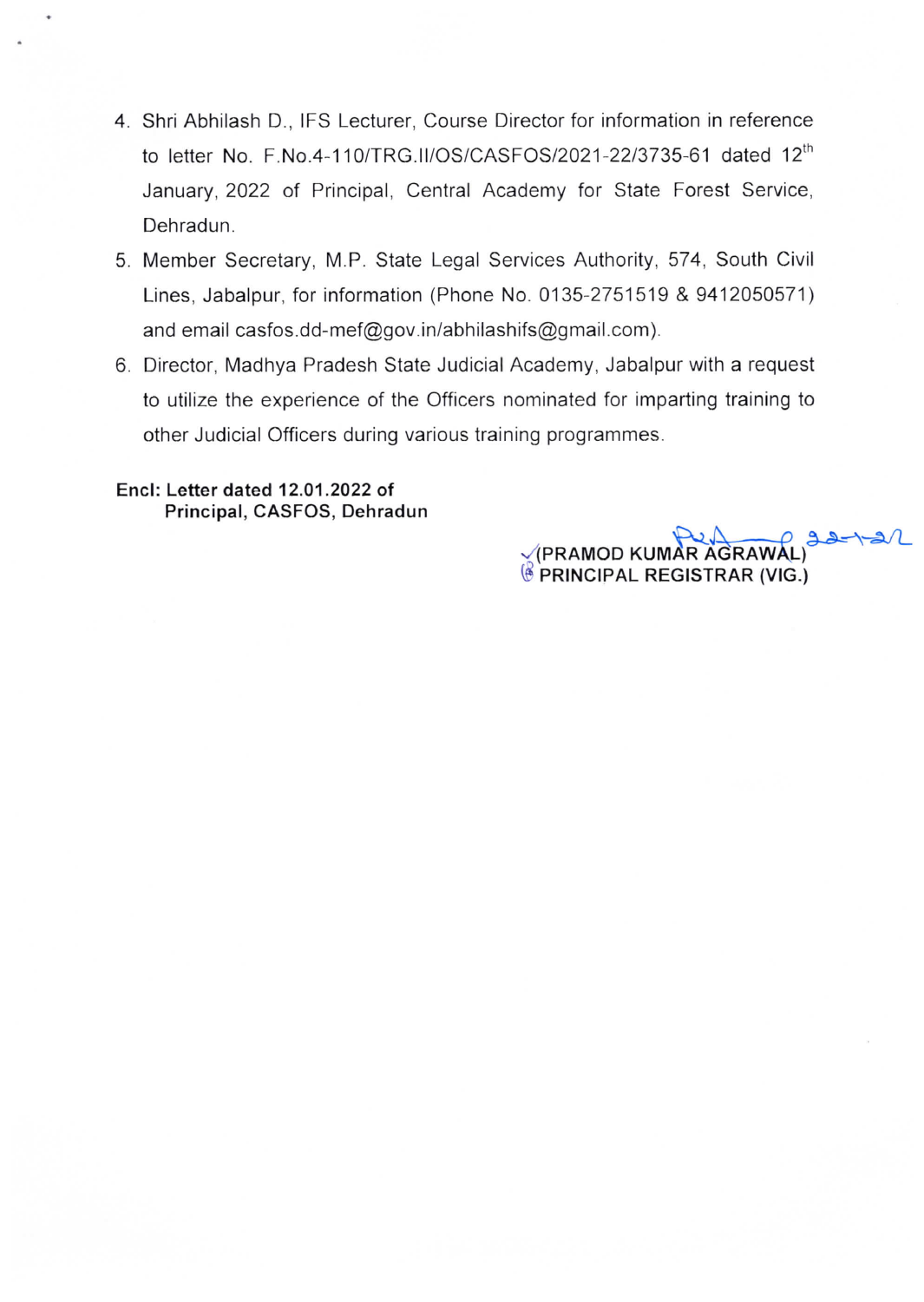4. Shri Abhilash D., IFS Lecturer, Course Director for information in reference to letter No. F.No.4-110/TRG.II/OS/CASFOS/2021-22/3735-61 dated 12th January, 2022 of Principal, Central Academy for State Forest Service, Dehradun.
5. Member Secretary, M.P. State Legal Services Authority, 574, South Civil Lines, Jabalpur, for information (Phone No. 0135-2751519 & 9412050571) and email casfos.dd-mef@gov.in/abhilashifs@gmail.com).
6. Director, Madhya Pradesh State Judicial Academy, Jabalpur with a request to utilize the experience of the Officers nominated for imparting training to other Judicial Officers during various training programmes.

**Encl: Letter dated 12.01.2022 of Principal, CASFOS, Dehradun**

**(PRAMOD KUMAR AGRAWAL)**
**PRINCIPAL REGISTRAR (VIG.)**